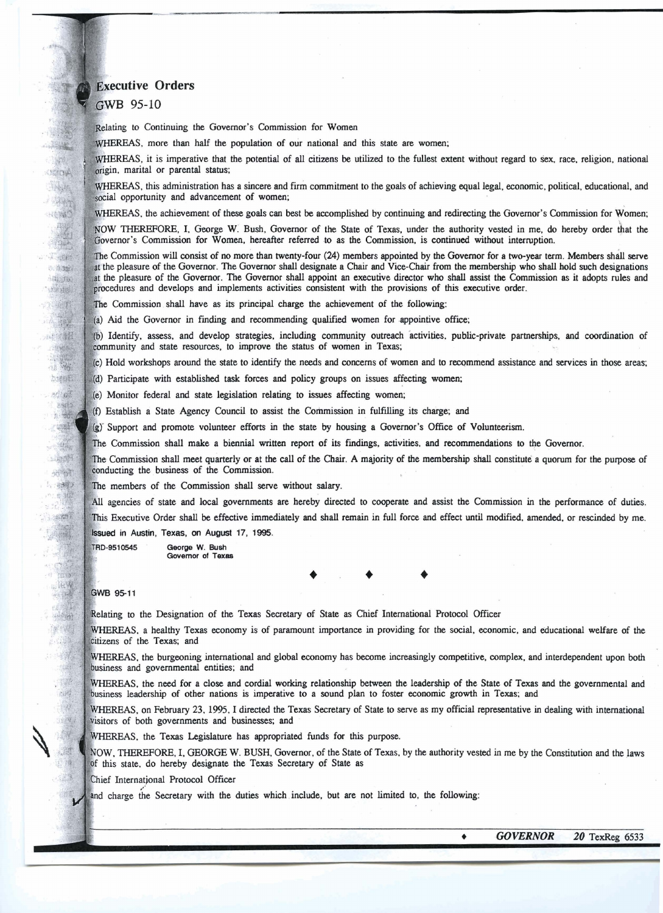# Executive Orders

## GWB 95-10

Relating to Continuing the Governor's Commission for Women

WHEREAS, more than half the population of our national and this state are women;

WHEREAS, it is imperative that the potential of all citizens be utilized to the fullest extent without regard to sex, race, religion, national origin, marital or parental status;

WHEREAS, this administration has a sincere and firm commitment to the goals of achieving equal legal, economic, political, educational, and social opportunity and advancement of women;

WHEREAS, the achievement of these goals can best be accomplished by continuing and redirecting the Governor's Commission for Women;

NOW THEREFORE, I, George W. Bush, Governor of the State of Texas, under the authority vested in me, do hereby order that the Governor's Commission for Women, hereafter referred to as the Commission, is continued without interruption.

The Commission will consist of no more than twenty-four (24) members appointed by the Governor for a two-year term. Members shall serve at the pleasure of the Governor. The Governor shall designate a Chair and Vice-Chair from the membership who shall hold such designations at the pleasure of the Governor. The Governor shall appoint an executive director who shall assist the Commission as it adopts rules and procedures and develops and implements activities consistent with the provisions of this executive order.

The Commission shall have as its principal charge the achievement of the following:

(a) Aid the Governor in finding and recommending qualified women for appointive office;

(b) Identify, assess, and develop strategies, including community outreach activities, public-private partnerships, and coordination of community and state resources, to improve the status of women in Texas;

(c) Hold workshops around the state to identify the needs and concerns of women and to recommend assistance and services in those areas;

(d) Participate with established task forces and policy groups on issues affecting women;

(e) Monitor federal and state legislation relating to issues affecting women;

(f) Establish a State Agency Council to assist the Commission in fulfilling its charge; and

(g) Support and promote volunteer efforts in the state by housing a Governor's Office of Volunteerism.

The Commission shall make a biennial written report of its findings, activities, and recommendations to the Governor.

The Commission shall meet quarterly or at the call of the Chair. A majority of the membership shall constitute a quorum for the purpose of conducting the business of the Commission.

The members of the Commission shall serve without salary.

All agencies of state and local governments are hereby directed to cooperate and assist the Commission in the performance of duties.

This Executive Order shall be effective immediately and shall remain in full force and effect until modified, amended, or rescinded by me.

Issued in Austin, Texas, on August 17, 1995.

TRD-9510545

George W. Bush
Governor of Texas

♦ ♦ ♦

## GWB 95-11

Relating to the Designation of the Texas Secretary of State as Chief International Protocol Officer

WHEREAS, a healthy Texas economy is of paramount importance in providing for the social, economic, and educational welfare of the citizens of the Texas; and

WHEREAS, the burgeoning international and global economy has become increasingly competitive, complex, and interdependent upon both business and governmental entities; and

WHEREAS, the need for a close and cordial working relationship between the leadership of the State of Texas and the governmental and business leadership of other nations is imperative to a sound plan to foster economic growth in Texas; and

WHEREAS, on February 23, 1995, I directed the Texas Secretary of State to serve as my official representative in dealing with international visitors of both governments and businesses; and

WHEREAS, the Texas Legislature has appropriated funds for this purpose.

NOW, THEREFORE, I, GEORGE W. BUSH, Governor, of the State of Texas, by the authority vested in me by the Constitution and the laws of this state, do hereby designate the Texas Secretary of State as

Chief International Protocol Officer

and charge the Secretary with the duties which include, but are not limited to, the following: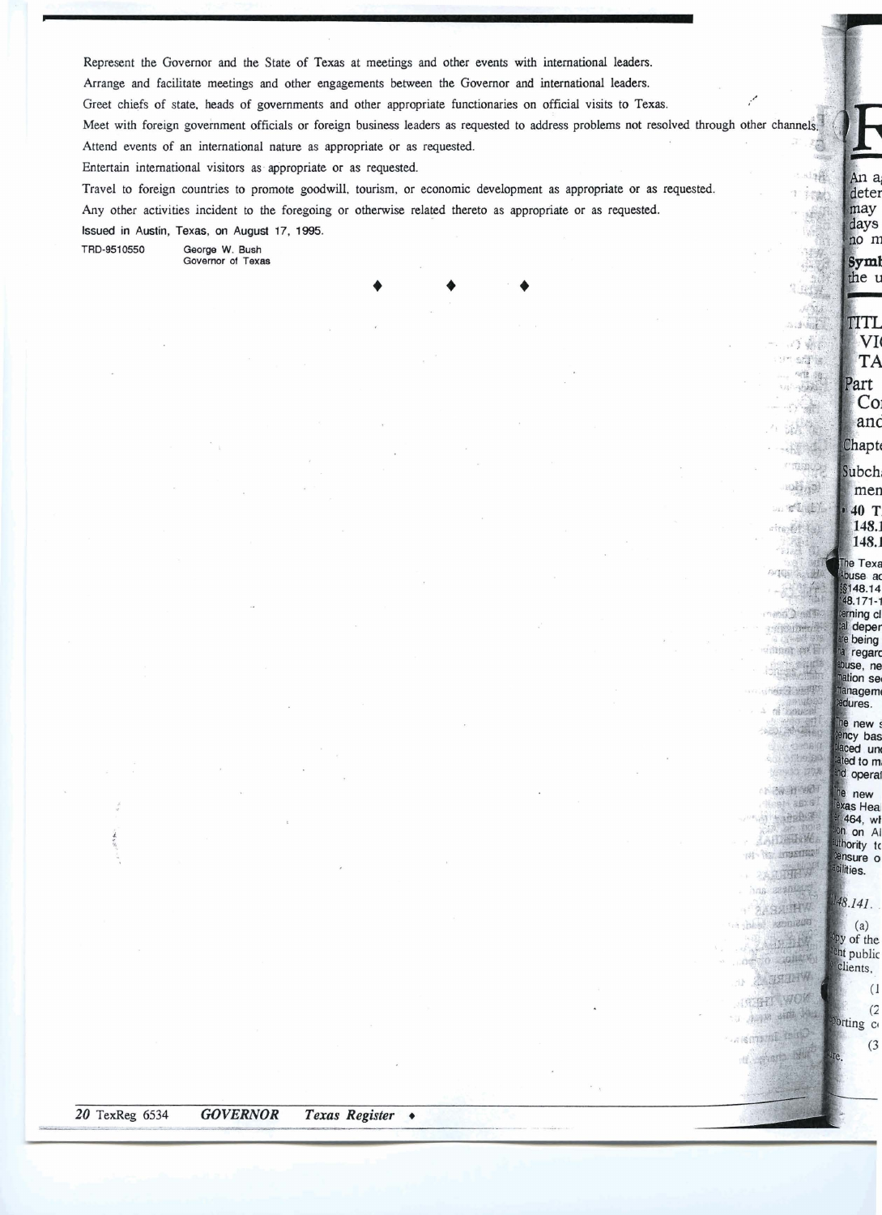Represent the Governor and the State of Texas at meetings and other events with international leaders.

Arrange and facilitate meetings and other engagements between the Governor and international leaders.

Greet chiefs of state, heads of governments and other appropriate functionaries on official visits to Texas.

Meet with foreign government officials or foreign business leaders as requested to address problems not resolved through other channels.

Attend events of an international nature as appropriate or as requested.

Entertain international visitors as appropriate or as requested.

Travel to foreign countries to promote goodwill, tourism, or economic development as appropriate or as requested.

Any other activities incident to the foregoing or otherwise related thereto as appropriate or as requested.

Issued in Austin, Texas, on August 17, 1995.

TRD-9510550 George W. Bush
Governor of Texas

♦ ♦ ♦